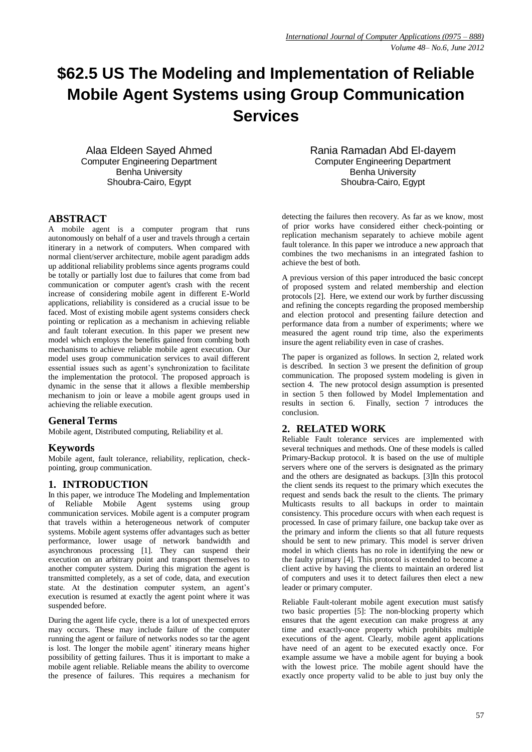# $62.5 US The Modeling and Implementation of Reliable Mobile Agent Systems using Group Communication Services

Alaa Eldeen Sayed Ahmed
Computer Engineering Department
Benha University
Shoubra-Cairo, Egypt

Rania Ramadan Abd El-dayem
Computer Engineering Department
Benha University
Shoubra-Cairo, Egypt

## ABSTRACT

A mobile agent is a computer program that runs autonomously on behalf of a user and travels through a certain itinerary in a network of computers. When compared with normal client/server architecture, mobile agent paradigm adds up additional reliability problems since agents programs could be totally or partially lost due to failures that come from bad communication or computer agent's crash with the recent increase of considering mobile agent in different E-World applications, reliability is considered as a crucial issue to be faced. Most of existing mobile agent systems considers check pointing or replication as a mechanism in achieving reliable and fault tolerant execution. In this paper we present new model which employs the benefits gained from combing both mechanisms to achieve reliable mobile agent execution. Our model uses group communication services to avail different essential issues such as agent's synchronization to facilitate the implementation the protocol. The proposed approach is dynamic in the sense that it allows a flexible membership mechanism to join or leave a mobile agent groups used in achieving the reliable execution.

### General Terms

Mobile agent, Distributed computing, Reliability et al.

### Keywords

Mobile agent, fault tolerance, reliability, replication, check-pointing, group communication.

## 1. INTRODUCTION

In this paper, we introduce The Modeling and Implementation of Reliable Mobile Agent systems using group communication services. Mobile agent is a computer program that travels within a heterogeneous network of computer systems. Mobile agent systems offer advantages such as better performance, lower usage of network bandwidth and asynchronous processing [1]. They can suspend their execution on an arbitrary point and transport themselves to another computer system. During this migration the agent is transmitted completely, as a set of code, data, and execution state. At the destination computer system, an agent's execution is resumed at exactly the agent point where it was suspended before.

During the agent life cycle, there is a lot of unexpected errors may occurs. These may include failure of the computer running the agent or failure of networks nodes so tar the agent is lost. The longer the mobile agent' itinerary means higher possibility of getting failures. Thus it is important to make a mobile agent reliable. Reliable means the ability to overcome the presence of failures. This requires a mechanism for detecting the failures then recovery. As far as we know, most of prior works have considered either check-pointing or replication mechanism separately to achieve mobile agent fault tolerance. In this paper we introduce a new approach that combines the two mechanisms in an integrated fashion to achieve the best of both.

A previous version of this paper introduced the basic concept of proposed system and related membership and election protocols [2]. Here, we extend our work by further discussing and refining the concepts regarding the proposed membership and election protocol and presenting failure detection and performance data from a number of experiments; where we measured the agent round trip time, also the experiments insure the agent reliability even in case of crashes.

The paper is organized as follows. In section 2, related work is described. In section 3 we present the definition of group communication. The proposed system modeling is given in section 4. The new protocol design assumption is presented in section 5 then followed by Model Implementation and results in section 6. Finally, section 7 introduces the conclusion.

## 2. RELATED WORK

Reliable Fault tolerance services are implemented with several techniques and methods. One of these models is called Primary-Backup protocol. It is based on the use of multiple servers where one of the servers is designated as the primary and the others are designated as backups. [3]In this protocol the client sends its request to the primary which executes the request and sends back the result to the clients. The primary Multicasts results to all backups in order to maintain consistency. This procedure occurs with when each request is processed. In case of primary failure, one backup take over as the primary and inform the clients so that all future requests should be sent to new primary. This model is server driven model in which clients has no role in identifying the new or the faulty primary [4]. This protocol is extended to become a client active by having the clients to maintain an ordered list of computers and uses it to detect failures then elect a new leader or primary computer.

Reliable Fault-tolerant mobile agent execution must satisfy two basic properties [5]: The non-blocking property which ensures that the agent execution can make progress at any time and exactly-once property which prohibits multiple executions of the agent. Clearly, mobile agent applications have need of an agent to be executed exactly once. For example assume we have a mobile agent for buying a book with the lowest price. The mobile agent should have the exactly once property valid to be able to just buy only the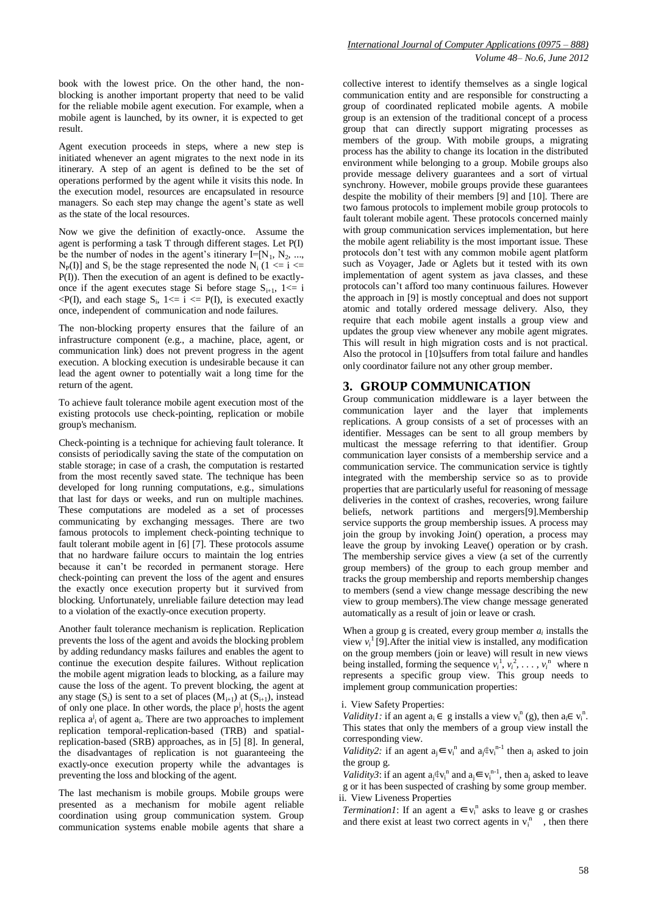book with the lowest price. On the other hand, the non-blocking is another important property that need to be valid for the reliable mobile agent execution. For example, when a mobile agent is launched, by its owner, it is expected to get result.

Agent execution proceeds in steps, where a new step is initiated whenever an agent migrates to the next node in its itinerary. A step of an agent is defined to be the set of operations performed by the agent while it visits this node. In the execution model, resources are encapsulated in resource managers. So each step may change the agent's state as well as the state of the local resources.

Now we give the definition of exactly-once. Assume the agent is performing a task T through different stages. Let P(I) be the number of nodes in the agent's itinerary $I=[N_1, N_2, ..., N_{P}(I)]$ and $S_i$ be the stage represented the node $N_i$ ($1 <= i <= P(I)$). Then the execution of an agent is defined to be exactly-once if the agent executes stage Si before stage $S_{i+1}$, $1<= i <P(I)$, and each stage $S_i$, $1<= i <= P(I)$, is executed exactly once, independent of communication and node failures.

The non-blocking property ensures that the failure of an infrastructure component (e.g., a machine, place, agent, or communication link) does not prevent progress in the agent execution. A blocking execution is undesirable because it can lead the agent owner to potentially wait a long time for the return of the agent.

To achieve fault tolerance mobile agent execution most of the existing protocols use check-pointing, replication or mobile group's mechanism.

Check-pointing is a technique for achieving fault tolerance. It consists of periodically saving the state of the computation on stable storage; in case of a crash, the computation is restarted from the most recently saved state. The technique has been developed for long running computations, e.g., simulations that last for days or weeks, and run on multiple machines. These computations are modeled as a set of processes communicating by exchanging messages. There are two famous protocols to implement check-pointing technique to fault tolerant mobile agent in [6] [7]. These protocols assume that no hardware failure occurs to maintain the log entries because it can't be recorded in permanent storage. Here check-pointing can prevent the loss of the agent and ensures the exactly once execution property but it survived from blocking. Unfortunately, unreliable failure detection may lead to a violation of the exactly-once execution property.

Another fault tolerance mechanism is replication. Replication prevents the loss of the agent and avoids the blocking problem by adding redundancy masks failures and enables the agent to continue the execution despite failures. Without replication the mobile agent migration leads to blocking, as a failure may cause the loss of the agent. To prevent blocking, the agent at any stage ($S_i$) is sent to a set of places ($M_{i+1}$) at ($S_{i+1}$), instead of only one place. In other words, the place $p^j_i$ hosts the agent replica $a^j_i$ of agent $a_i$. There are two approaches to implement replication temporal-replication-based (TRB) and spatial-replication-based (SRB) approaches, as in [5] [8]. In general, the disadvantages of replication is not guaranteeing the exactly-once execution property while the advantages is preventing the loss and blocking of the agent.

The last mechanism is mobile groups. Mobile groups were presented as a mechanism for mobile agent reliable coordination using group communication system. Group communication systems enable mobile agents that share a collective interest to identify themselves as a single logical communication entity and are responsible for constructing a group of coordinated replicated mobile agents. A mobile group is an extension of the traditional concept of a process group that can directly support migrating processes as members of the group. With mobile groups, a migrating process has the ability to change its location in the distributed environment while belonging to a group. Mobile groups also provide message delivery guarantees and a sort of virtual synchrony. However, mobile groups provide these guarantees despite the mobility of their members [9] and [10]. There are two famous protocols to implement mobile group protocols to fault tolerant mobile agent. These protocols concerned mainly with group communication services implementation, but here the mobile agent reliability is the most important issue. These protocols don't test with any common mobile agent platform such as Voyager, Jade or Aglets but it tested with its own implementation of agent system as java classes, and these protocols can't afford too many continuous failures. However the approach in [9] is mostly conceptual and does not support atomic and totally ordered message delivery. Also, they require that each mobile agent installs a group view and updates the group view whenever any mobile agent migrates. This will result in high migration costs and is not practical. Also the protocol in [10]suffers from total failure and handles only coordinator failure not any other group member.

## 3. GROUP COMMUNICATION

Group communication middleware is a layer between the communication layer and the layer that implements replications. A group consists of a set of processes with an identifier. Messages can be sent to all group members by multicast the message referring to that identifier. Group communication layer consists of a membership service and a communication service. The communication service is tightly integrated with the membership service so as to provide properties that are particularly useful for reasoning of message deliveries in the context of crashes, recoveries, wrong failure beliefs, network partitions and mergers[9].Membership service supports the group membership issues. A process may join the group by invoking Join() operation, a process may leave the group by invoking Leave() operation or by crash. The membership service gives a view (a set of the currently group members) of the group to each group member and tracks the group membership and reports membership changes to members (send a view change message describing the new view to group members).The view change message generated automatically as a result of join or leave or crash.

When a group g is created, every group member $a_i$ installs the view $v_i^1$ [9].After the initial view is installed, any modification on the group members (join or leave) will result in new views being installed, forming the sequence $v_i^1, v_i^2, \ldots, v_i^n$ where n represents a specific group view. This group needs to implement group communication properties:

i. View Safety Properties:

*Validity1:* if an agent $a_i \in$ g installs a view $v_i^n$ (g), then $a_i \in v_i^n$. This states that only the members of a group view install the corresponding view.

*Validity2:* if an agent $a_j \in v_i^n$ and $a_j \notin v_i^{n-1}$ then $a_j$ asked to join the group g.

*Validity3*: if an agent $a_j \notin v_i^n$ and $a_j \in v_i^{n-1}$, then $a_j$ asked to leave g or it has been suspected of crashing by some group member.

ii. View Liveness Properties

*Termination1*: If an agent $a \in v_i^n$ asks to leave g or crashes and there exist at least two correct agents in $v_i^n$ , then there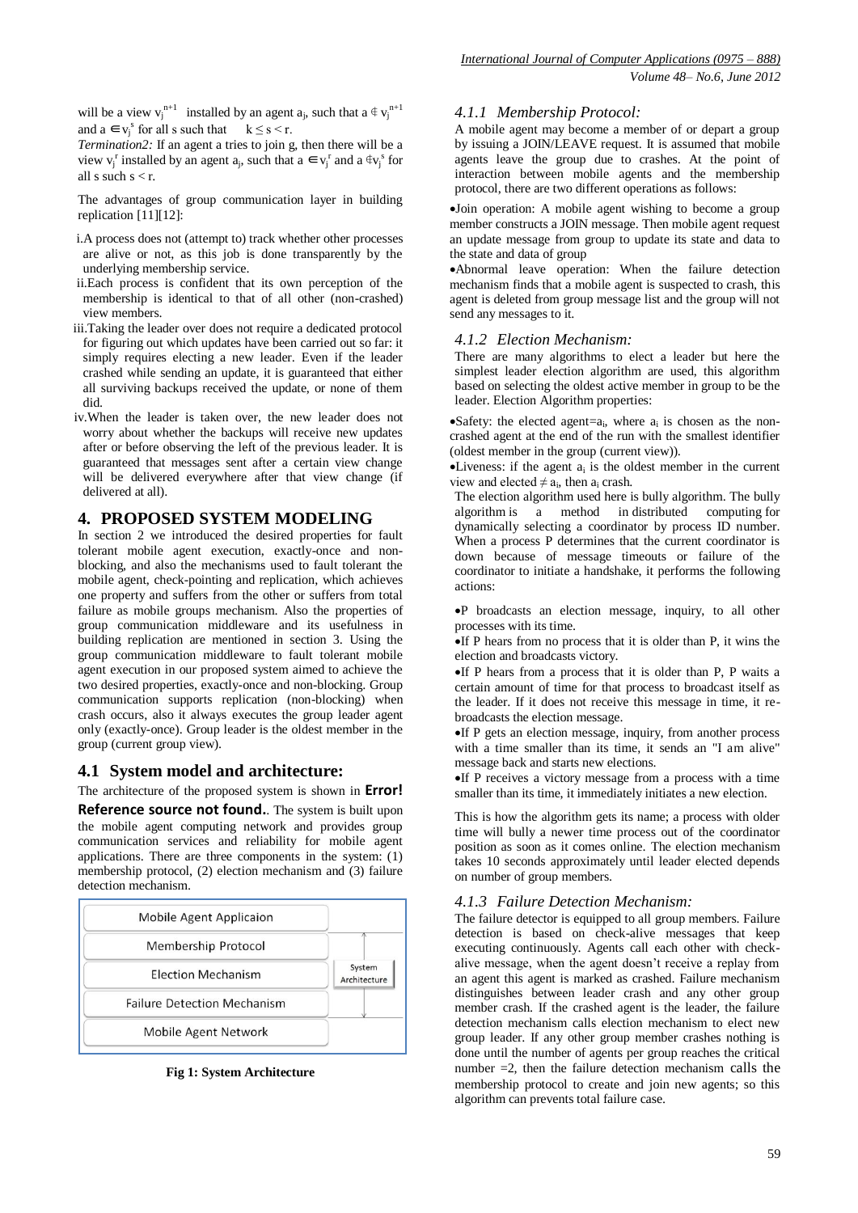will be a view $v_j^{n+1}$ installed by an agent $a_j$, such that $a \notin v_j^{n+1}$ and $a \in v_j^s$ for all s such that $k \leq s < r$.

*Termination2:* If an agent a tries to join g, then there will be a view $v_j^r$ installed by an agent $a_j$, such that $a \in v_j^r$ and $a \notin v_j^s$ for all s such $s < r$.

The advantages of group communication layer in building replication [11][12]:

i. A process does not (attempt to) track whether other processes are alive or not, as this job is done transparently by the underlying membership service.

ii. Each process is confident that its own perception of the membership is identical to that of all other (non-crashed) view members.

iii. Taking the leader over does not require a dedicated protocol for figuring out which updates have been carried out so far: it simply requires electing a new leader. Even if the leader crashed while sending an update, it is guaranteed that either all surviving backups received the update, or none of them did.

iv. When the leader is taken over, the new leader does not worry about whether the backups will receive new updates after or before observing the left of the previous leader. It is guaranteed that messages sent after a certain view change will be delivered everywhere after that view change (if delivered at all).

## 4. PROPOSED SYSTEM MODELING

In section 2 we introduced the desired properties for fault tolerant mobile agent execution, exactly-once and non-blocking, and also the mechanisms used to fault tolerant the mobile agent, check-pointing and replication, which achieves one property and suffers from the other or suffers from total failure as mobile groups mechanism. Also the properties of group communication middleware and its usefulness in building replication are mentioned in section 3. Using the group communication middleware to fault tolerant mobile agent execution in our proposed system aimed to achieve the two desired properties, exactly-once and non-blocking. Group communication supports replication (non-blocking) when crash occurs, also it always executes the group leader agent only (exactly-once). Group leader is the oldest member in the group (current group view).

### 4.1 System model and architecture:

The architecture of the proposed system is shown in **Error! Reference source not found.**. The system is built upon the mobile agent computing network and provides group communication services and reliability for mobile agent applications. There are three components in the system: (1) membership protocol, (2) election mechanism and (3) failure detection mechanism.

| Mobile Agent Applicaion | |
|---|---|
| Membership Protocol | |
| Election Mechanism | System Architecture |
| Failure Detection Mechanism | |
| Mobile Agent Network | |

**Fig 1: System Architecture**

#### 4.1.1 *Membership Protocol:*

A mobile agent may become a member of or depart a group by issuing a JOIN/LEAVE request. It is assumed that mobile agents leave the group due to crashes. At the point of interaction between mobile agents and the membership protocol, there are two different operations as follows:

- Join operation: A mobile agent wishing to become a group member constructs a JOIN message. Then mobile agent request an update message from group to update its state and data to the state and data of group
- Abnormal leave operation: When the failure detection mechanism finds that a mobile agent is suspected to crash, this agent is deleted from group message list and the group will not send any messages to it.

#### 4.1.2 *Election Mechanism:*

There are many algorithms to elect a leader but here the simplest leader election algorithm are used, this algorithm based on selecting the oldest active member in group to be the leader. Election Algorithm properties:

- Safety: the elected agent=$a_i$, where $a_i$ is chosen as the non-crashed agent at the end of the run with the smallest identifier (oldest member in the group (current view)).
- Liveness: if the agent $a_i$ is the oldest member in the current view and elected $\neq a_i$, then $a_i$ crash.

The election algorithm used here is bully algorithm. The bully algorithm is a method in distributed computing for dynamically selecting a coordinator by process ID number. When a process P determines that the current coordinator is down because of message timeouts or failure of the coordinator to initiate a handshake, it performs the following actions:

- P broadcasts an election message, inquiry, to all other processes with its time.
- If P hears from no process that it is older than P, it wins the election and broadcasts victory.
- If P hears from a process that it is older than P, P waits a certain amount of time for that process to broadcast itself as the leader. If it does not receive this message in time, it re-broadcasts the election message.
- If P gets an election message, inquiry, from another process with a time smaller than its time, it sends an "I am alive" message back and starts new elections.
- If P receives a victory message from a process with a time smaller than its time, it immediately initiates a new election.

This is how the algorithm gets its name; a process with older time will bully a newer time process out of the coordinator position as soon as it comes online. The election mechanism takes 10 seconds approximately until leader elected depends on number of group members.

#### 4.1.3 *Failure Detection Mechanism:*

The failure detector is equipped to all group members. Failure detection is based on check-alive messages that keep executing continuously. Agents call each other with check-alive message, when the agent doesn't receive a replay from an agent this agent is marked as crashed. Failure mechanism distinguishes between leader crash and any other group member crash. If the crashed agent is the leader, the failure detection mechanism calls election mechanism to elect new group leader. If any other group member crashes nothing is done until the number of agents per group reaches the critical number =2, then the failure detection mechanism calls the membership protocol to create and join new agents; so this algorithm can prevents total failure case.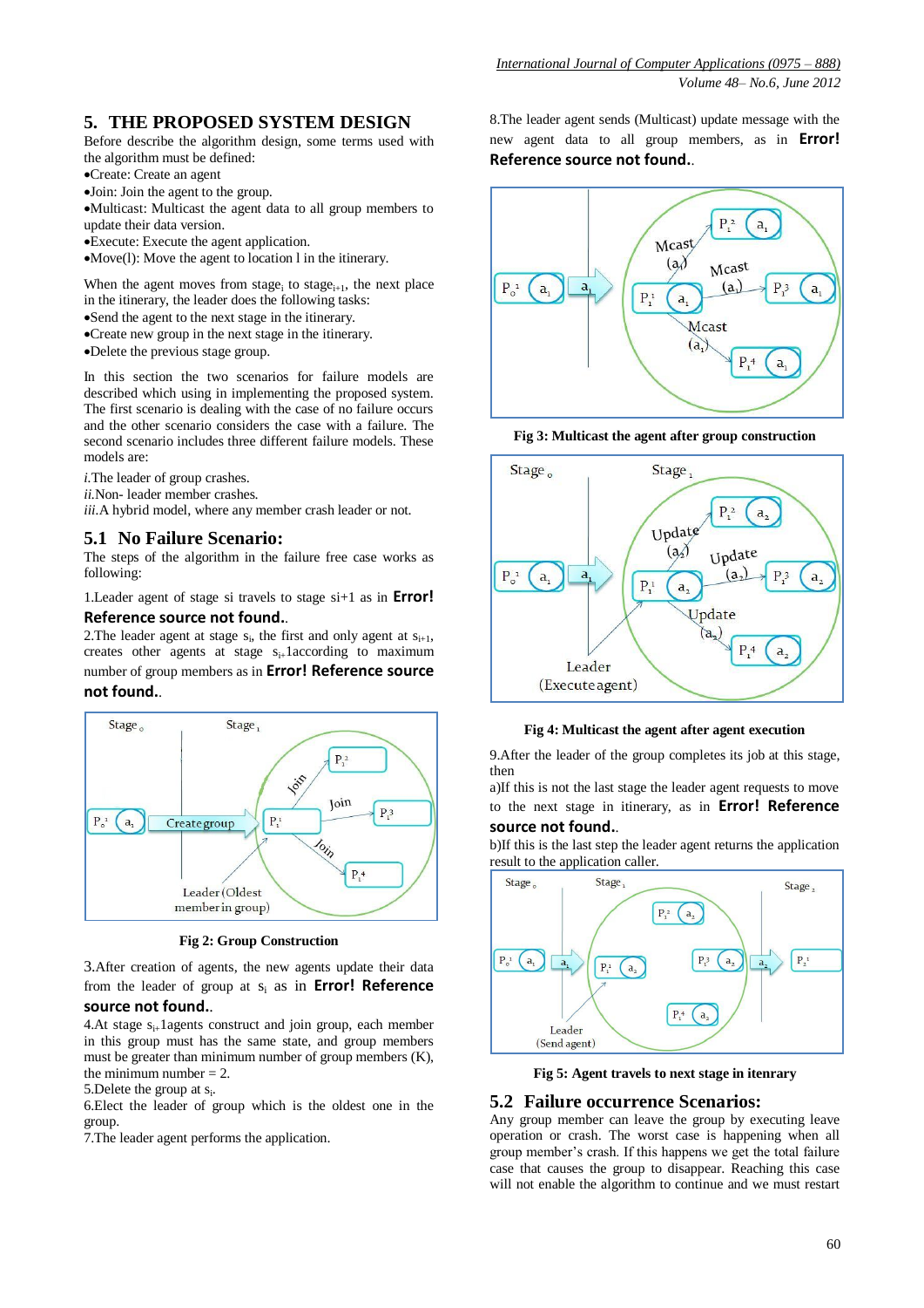## 5. THE PROPOSED SYSTEM DESIGN

Before describe the algorithm design, some terms used with the algorithm must be defined:

- Create: Create an agent
- Join: Join the agent to the group.
- Multicast: Multicast the agent data to all group members to update their data version.
- Execute: Execute the agent application.
- Move(l): Move the agent to location l in the itinerary.

When the agent moves from $stage_i$ to $stage_{i+1}$, the next place in the itinerary, the leader does the following tasks:

- Send the agent to the next stage in the itinerary.
- Create new group in the next stage in the itinerary.
- Delete the previous stage group.

In this section the two scenarios for failure models are described which using in implementing the proposed system. The first scenario is dealing with the case of no failure occurs and the other scenario considers the case with a failure. The second scenario includes three different failure models. These models are:

*i.*The leader of group crashes.
*ii.*Non- leader member crashes.
*iii.*A hybrid model, where any member crash leader or not.

### 5.1 No Failure Scenario:

The steps of the algorithm in the failure free case works as following:

1.Leader agent of stage si travels to stage si+1 as in **Error! Reference source not found.**.

2.The leader agent at stage $s_i$, the first and only agent at $s_{i+1}$, creates other agents at stage $s_{i+1}$according to maximum number of group members as in **Error! Reference source not found.**.

Fig 2: Group Construction

3.After creation of agents, the new agents update their data from the leader of group at $s_i$ as in **Error! Reference source not found.**.

4.At stage $s_{i+1}$agents construct and join group, each member in this group must has the same state, and group members must be greater than minimum number of group members (K), the minimum number = 2.

5.Delete the group at $s_i$.

6.Elect the leader of group which is the oldest one in the group.

7.The leader agent performs the application.

8.The leader agent sends (Multicast) update message with the new agent data to all group members, as in **Error! Reference source not found.**.

Fig 3: Multicast the agent after group construction

Fig 4: Multicast the agent after agent execution

9.After the leader of the group completes its job at this stage, then

a)If this is not the last stage the leader agent requests to move to the next stage in itinerary, as in **Error! Reference source not found.**.

b)If this is the last step the leader agent returns the application result to the application caller.

Fig 5: Agent travels to next stage in itenrary

### 5.2 Failure occurrence Scenarios:

Any group member can leave the group by executing leave operation or crash. The worst case is happening when all group member's crash. If this happens we get the total failure case that causes the group to disappear. Reaching this case will not enable the algorithm to continue and we must restart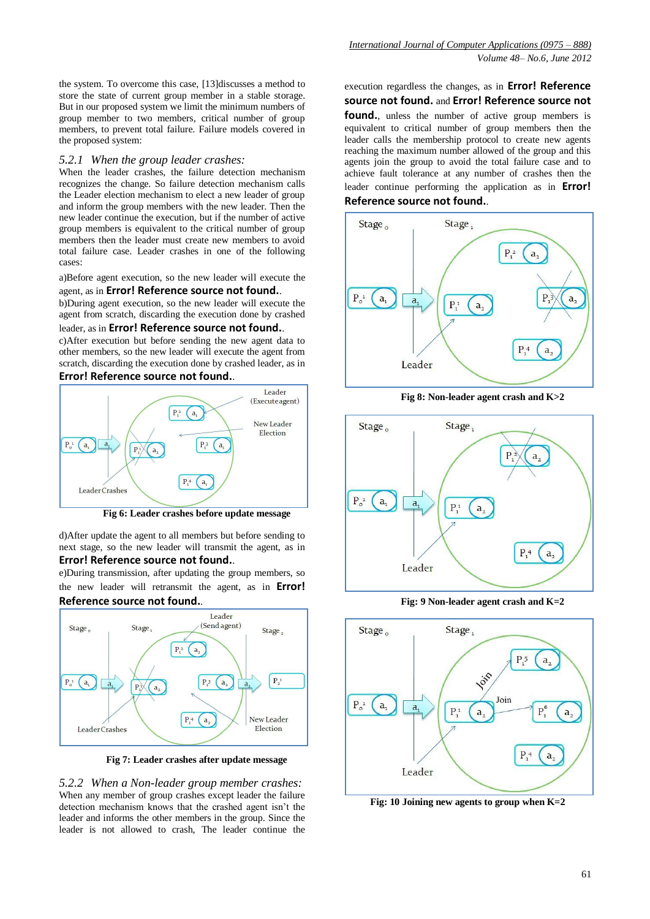the system. To overcome this case, [13]discusses a method to store the state of current group member in a stable storage. But in our proposed system we limit the minimum numbers of group member to two members, critical number of group members, to prevent total failure. Failure models covered in the proposed system:

### *5.2.1 When the group leader crashes:*

When the leader crashes, the failure detection mechanism recognizes the change. So failure detection mechanism calls the Leader election mechanism to elect a new leader of group and inform the group members with the new leader. Then the new leader continue the execution, but if the number of active group members is equivalent to the critical number of group members then the leader must create new members to avoid total failure case. Leader crashes in one of the following cases:

a)Before agent execution, so the new leader will execute the agent, as in **Error! Reference source not found.**.

b)During agent execution, so the new leader will execute the agent from scratch, discarding the execution done by crashed leader, as in **Error! Reference source not found.**.

c)After execution but before sending the new agent data to other members, so the new leader will execute the agent from scratch, discarding the execution done by crashed leader, as in **Error! Reference source not found.**.

**Fig 6: Leader crashes before update message**

d)After update the agent to all members but before sending to next stage, so the new leader will transmit the agent, as in **Error! Reference source not found.**.

e)During transmission, after updating the group members, so the new leader will retransmit the agent, as in **Error! Reference source not found.**.

**Fig 7: Leader crashes after update message**

### *5.2.2 When a Non-leader group member crashes:*

When any member of group crashes except leader the failure detection mechanism knows that the crashed agent isn't the leader and informs the other members in the group. Since the leader is not allowed to crash, The leader continue the execution regardless the changes, as in **Error! Reference source not found.** and **Error! Reference source not found.**, unless the number of active group members is equivalent to critical number of group members then the leader calls the membership protocol to create new agents reaching the maximum number allowed of the group and this agents join the group to avoid the total failure case and to achieve fault tolerance at any number of crashes then the leader continue performing the application as in **Error! Reference source not found.**.

**Fig 8: Non-leader agent crash and K>2**

**Fig: 9 Non-leader agent crash and K=2**

**Fig: 10 Joining new agents to group when K=2**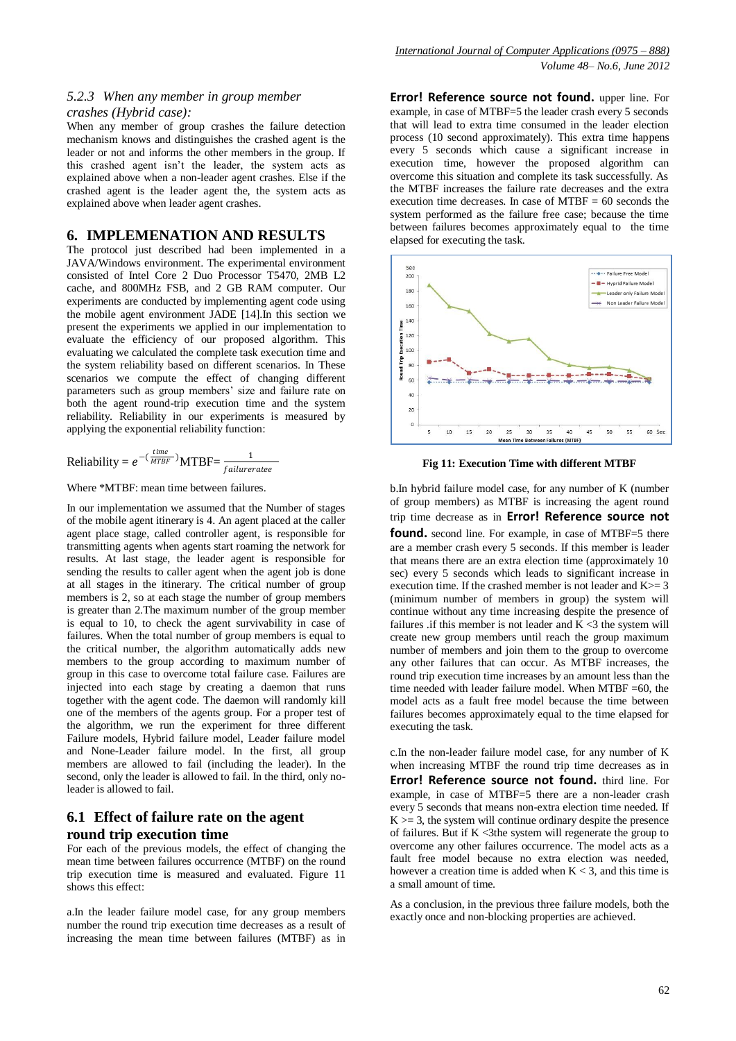### 5.2.3 When any member in group member crashes (Hybrid case):

When any member of group crashes the failure detection mechanism knows and distinguishes the crashed agent is the leader or not and informs the other members in the group. If this crashed agent isn't the leader, the system acts as explained above when a non-leader agent crashes. Else if the crashed agent is the leader agent the, the system acts as explained above when leader agent crashes.

## 6. IMPLEMENATION AND RESULTS

The protocol just described had been implemented in a JAVA/Windows environment. The experimental environment consisted of Intel Core 2 Duo Processor T5470, 2MB L2 cache, and 800MHz FSB, and 2 GB RAM computer. Our experiments are conducted by implementing agent code using the mobile agent environment JADE [14].In this section we present the experiments we applied in our implementation to evaluate the efficiency of our proposed algorithm. This evaluating we calculated the complete task execution time and the system reliability based on different scenarios. In These scenarios we compute the effect of changing different parameters such as group members' size and failure rate on both the agent round-trip execution time and the system reliability. Reliability in our experiments is measured by applying the exponential reliability function:

$$\text{Reliability} = e^{-(\frac{time}{MTBF})} \text{MTBF} = \frac{1}{failurerate e}$$

Where *MTBF: mean time between failures.

In our implementation we assumed that the Number of stages of the mobile agent itinerary is 4. An agent placed at the caller agent place stage, called controller agent, is responsible for transmitting agents when agents start roaming the network for results. At last stage, the leader agent is responsible for sending the results to caller agent when the agent job is done at all stages in the itinerary. The critical number of group members is 2, so at each stage the number of group members is greater than 2.The maximum number of the group member is equal to 10, to check the agent survivability in case of failures. When the total number of group members is equal to the critical number, the algorithm automatically adds new members to the group according to maximum number of group in this case to overcome total failure case. Failures are injected into each stage by creating a daemon that runs together with the agent code. The daemon will randomly kill one of the members of the agents group. For a proper test of the algorithm, we run the experiment for three different Failure models, Hybrid failure model, Leader failure model and None-Leader failure model. In the first, all group members are allowed to fail (including the leader). In the second, only the leader is allowed to fail. In the third, only no-leader is allowed to fail.

### 6.1 Effect of failure rate on the agent round trip execution time

For each of the previous models, the effect of changing the mean time between failures occurrence (MTBF) on the round trip execution time is measured and evaluated. Figure 11 shows this effect:

a.In the leader failure model case, for any group members number the round trip execution time decreases as a result of increasing the mean time between failures (MTBF) as in **Error! Reference source not found.** upper line. For example, in case of MTBF=5 the leader crash every 5 seconds that will lead to extra time consumed in the leader election process (10 second approximately). This extra time happens every 5 seconds which cause a significant increase in execution time, however the proposed algorithm can overcome this situation and complete its task successfully. As the MTBF increases the failure rate decreases and the extra execution time decreases. In case of MTBF = 60 seconds the system performed as the failure free case; because the time between failures becomes approximately equal to the time elapsed for executing the task.

**Fig 11: Execution Time with different MTBF**

b.In hybrid failure model case, for any number of K (number of group members) as MTBF is increasing the agent round trip time decrease as in **Error! Reference source not found.** second line. For example, in case of MTBF=5 there are a member crash every 5 seconds. If this member is leader that means there are an extra election time (approximately 10 sec) every 5 seconds which leads to significant increase in execution time. If the crashed member is not leader and K>= 3 (minimum number of members in group) the system will continue without any time increasing despite the presence of failures .if this member is not leader and K <3 the system will create new group members until reach the group maximum number of members and join them to the group to overcome any other failures that can occur. As MTBF increases, the round trip execution time increases by an amount less than the time needed with leader failure model. When MTBF =60, the model acts as a fault free model because the time between failures becomes approximately equal to the time elapsed for executing the task.

c.In the non-leader failure model case, for any number of K when increasing MTBF the round trip time decreases as in **Error! Reference source not found.** third line. For example, in case of MTBF=5 there are a non-leader crash every 5 seconds that means non-extra election time needed. If K >= 3, the system will continue ordinary despite the presence of failures. But if K <3the system will regenerate the group to overcome any other failures occurrence. The model acts as a fault free model because no extra election was needed, however a creation time is added when K < 3, and this time is a small amount of time.

As a conclusion, in the previous three failure models, both the exactly once and non-blocking properties are achieved.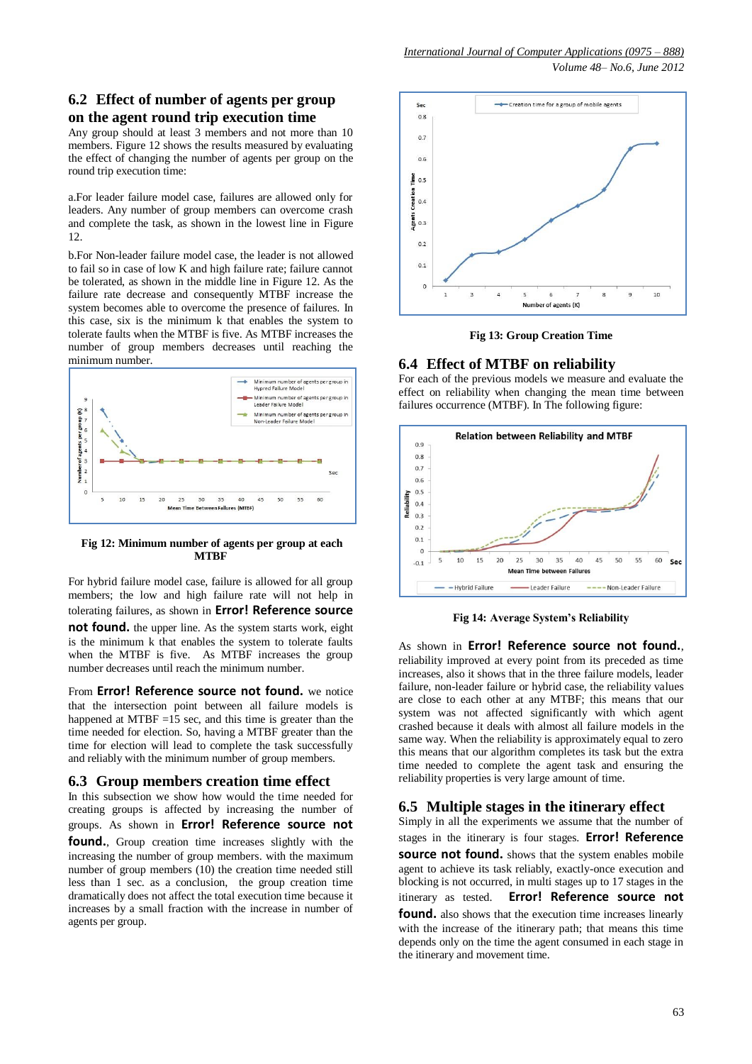## 6.2 Effect of number of agents per group on the agent round trip execution time

Any group should at least 3 members and not more than 10 members. Figure 12 shows the results measured by evaluating the effect of changing the number of agents per group on the round trip execution time:

a.For leader failure model case, failures are allowed only for leaders. Any number of group members can overcome crash and complete the task, as shown in the lowest line in Figure 12.

b.For Non-leader failure model case, the leader is not allowed to fail so in case of low K and high failure rate; failure cannot be tolerated, as shown in the middle line in Figure 12. As the failure rate decrease and consequently MTBF increase the system becomes able to overcome the presence of failures. In this case, six is the minimum k that enables the system to tolerate faults when the MTBF is five. As MTBF increases the number of group members decreases until reaching the minimum number.

**Fig 12: Minimum number of agents per group at each MTBF**

For hybrid failure model case, failure is allowed for all group members; the low and high failure rate will not help in tolerating failures, as shown in **Error! Reference source not found.** the upper line. As the system starts work, eight is the minimum k that enables the system to tolerate faults when the MTBF is five. As MTBF increases the group number decreases until reach the minimum number.

From **Error! Reference source not found.** we notice that the intersection point between all failure models is happened at MTBF =15 sec, and this time is greater than the time needed for election. So, having a MTBF greater than the time for election will lead to complete the task successfully and reliably with the minimum number of group members.

## 6.3 Group members creation time effect

In this subsection we show how would the time needed for creating groups is affected by increasing the number of groups. As shown in **Error! Reference source not found.**, Group creation time increases slightly with the increasing the number of group members. with the maximum number of group members (10) the creation time needed still less than 1 sec. as a conclusion, the group creation time dramatically does not affect the total execution time because it increases by a small fraction with the increase in number of agents per group.

**Fig 13: Group Creation Time**

## 6.4 Effect of MTBF on reliability

For each of the previous models we measure and evaluate the effect on reliability when changing the mean time between failures occurrence (MTBF). In The following figure:

**Fig 14: Average System's Reliability**

As shown in **Error! Reference source not found.**, reliability improved at every point from its preceded as time increases, also it shows that in the three failure models, leader failure, non-leader failure or hybrid case, the reliability values are close to each other at any MTBF; this means that our system was not affected significantly with which agent crashed because it deals with almost all failure models in the same way. When the reliability is approximately equal to zero this means that our algorithm completes its task but the extra time needed to complete the agent task and ensuring the reliability properties is very large amount of time.

## 6.5 Multiple stages in the itinerary effect

Simply in all the experiments we assume that the number of stages in the itinerary is four stages. **Error! Reference source not found.** shows that the system enables mobile agent to achieve its task reliably, exactly-once execution and blocking is not occurred, in multi stages up to 17 stages in the itinerary as tested. **Error! Reference source not found.** also shows that the execution time increases linearly with the increase of the itinerary path; that means this time depends only on the time the agent consumed in each stage in the itinerary and movement time.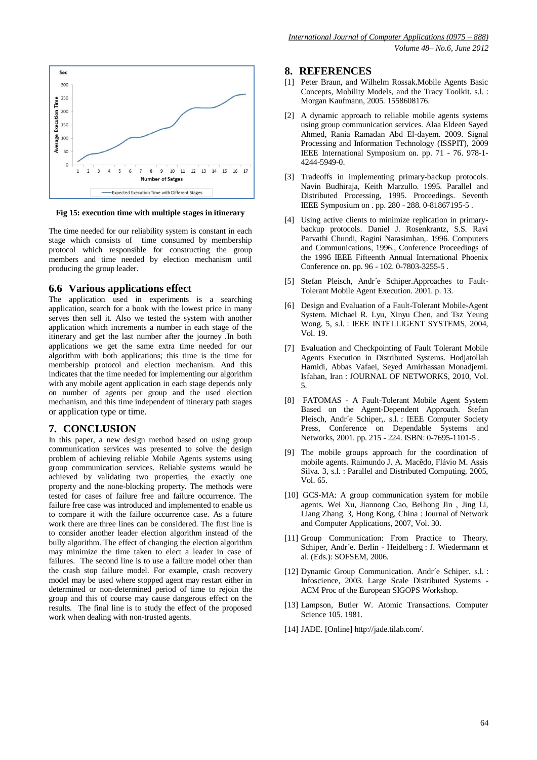Sec

300

250

200

150

100

50

0

Average Execution Time

1 2 3 4 5 6 7 8 9 10 11 12 13 14 15 16 17

Number of Satges

Expected Execution Time with Different Stages

**Fig 15: execution time with multiple stages in itinerary**

The time needed for our reliability system is constant in each stage which consists of time consumed by membership protocol which responsible for constructing the group members and time needed by election mechanism until producing the group leader.

## 6.6 Various applications effect

The application used in experiments is a searching application, search for a book with the lowest price in many serves then sell it. Also we tested the system with another application which increments a number in each stage of the itinerary and get the last number after the journey .In both applications we get the same extra time needed for our algorithm with both applications; this time is the time for membership protocol and election mechanism. And this indicates that the time needed for implementing our algorithm with any mobile agent application in each stage depends only on number of agents per group and the used election mechanism, and this time independent of itinerary path stages or application type or time.

# 7. CONCLUSION

In this paper, a new design method based on using group communication services was presented to solve the design problem of achieving reliable Mobile Agents systems using group communication services. Reliable systems would be achieved by validating two properties, the exactly one property and the none-blocking property. The methods were tested for cases of failure free and failure occurrence. The failure free case was introduced and implemented to enable us to compare it with the failure occurrence case. As a future work there are three lines can be considered. The first line is to consider another leader election algorithm instead of the bully algorithm. The effect of changing the election algorithm may minimize the time taken to elect a leader in case of failures. The second line is to use a failure model other than the crash stop failure model. For example, crash recovery model may be used where stopped agent may restart either in determined or non-determined period of time to rejoin the group and this of course may cause dangerous effect on the results. The final line is to study the effect of the proposed work when dealing with non-trusted agents.

# 8. REFERENCES

[1] Peter Braun, and Wilhelm Rossak.Mobile Agents Basic Concepts, Mobility Models, and the Tracy Toolkit. s.l. : Morgan Kaufmann, 2005. 1558608176.

[2] A dynamic approach to reliable mobile agents systems using group communication services. Alaa Eldeen Sayed Ahmed, Rania Ramadan Abd El-dayem. 2009. Signal Processing and Information Technology (ISSPIT), 2009 IEEE International Symposium on. pp. 71 - 76. 978-1-4244-5949-0.

[3] Tradeoffs in implementing primary-backup protocols. Navin Budhiraja, Keith Marzullo. 1995. Parallel and Distributed Processing, 1995. Proceedings. Seventh IEEE Symposium on . pp. 280 - 288. 0-81867195-5 .

[4] Using active clients to minimize replication in primary-backup protocols. Daniel J. Rosenkrantz, S.S. Ravi Parvathi Chundi, Ragini Narasimhan,. 1996. Computers and Communications, 1996., Conference Proceedings of the 1996 IEEE Fifteenth Annual International Phoenix Conference on. pp. 96 - 102. 0-7803-3255-5 .

[5] Stefan Pleisch, Andr´e Schiper.Approaches to Fault-Tolerant Mobile Agent Execution. 2001. p. 13.

[6] Design and Evaluation of a Fault-Tolerant Mobile-Agent System. Michael R. Lyu, Xinyu Chen, and Tsz Yeung Wong. 5, s.l. : IEEE INTELLIGENT SYSTEMS, 2004, Vol. 19.

[7] Evaluation and Checkpointing of Fault Tolerant Mobile Agents Execution in Distributed Systems. Hodjatollah Hamidi, Abbas Vafaei, Seyed Amirhassan Monadjemi. Isfahan, Iran : JOURNAL OF NETWORKS, 2010, Vol. 5.

[8] FATOMAS - A Fault-Tolerant Mobile Agent System Based on the Agent-Dependent Approach. Stefan Pleisch, Andr´e Schiper,. s.l. : IEEE Computer Society Press, Conference on Dependable Systems and Networks, 2001. pp. 215 - 224. ISBN: 0-7695-1101-5 .

[9] The mobile groups approach for the coordination of mobile agents. Raimundo J. A. Macêdo, Flávio M. Assis Silva. 3, s.l. : Parallel and Distributed Computing, 2005, Vol. 65.

[10] GCS-MA: A group communication system for mobile agents. Wei Xu, Jiannong Cao, Beihong Jin , Jing Li, Liang Zhang. 3, Hong Kong, China : Journal of Network and Computer Applications, 2007, Vol. 30.

[11] Group Communication: From Practice to Theory. Schiper, Andr´e. Berlin - Heidelberg : J. Wiedermann et al. (Eds.): SOFSEM, 2006.

[12] Dynamic Group Communication. Andr´e Schiper. s.l. : Infoscience, 2003. Large Scale Distributed Systems - ACM Proc of the European SIGOPS Workshop.

[13] Lampson, Butler W. Atomic Transactions. Computer Science 105. 1981.

[14] JADE. [Online] http://jade.tilab.com/.